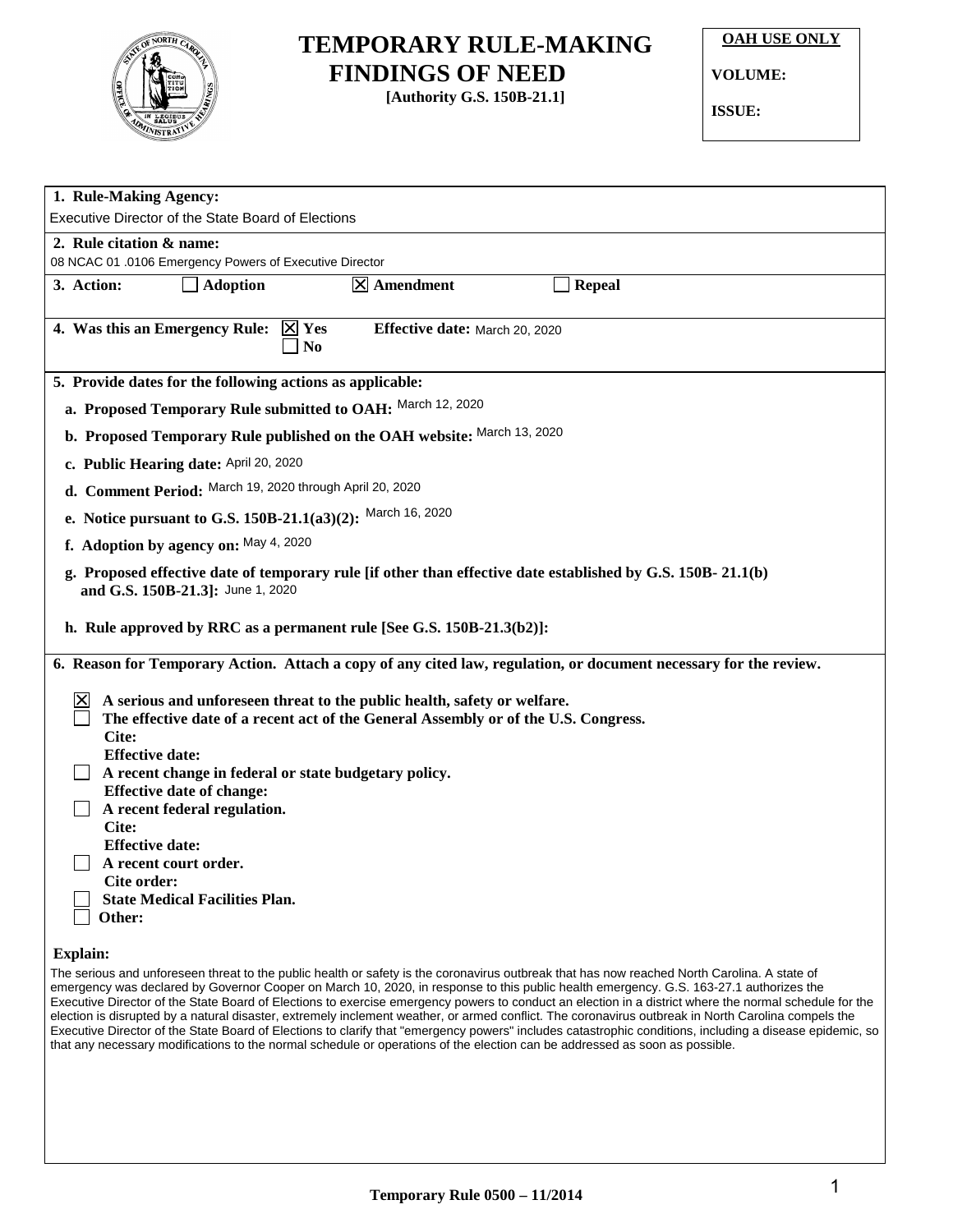# TEMPORARY RULE-MAKING FINDINGS OF NEED

**[Authority G.S. 150B-21.1]**

| **OAH USE ONLY** |
|---|
| **VOLUME:** |
| **ISSUE:** |

**1. Rule-Making Agency:**
Executive Director of the State Board of Elections

**2. Rule citation & name:**
08 NCAC 01 .0106 Emergency Powers of Executive Director

**3. Action:** ☐ Adoption ☒ Amendment ☐ Repeal

**4. Was this an Emergency Rule:** ☒ Yes ☐ No **Effective date:** March 20, 2020

**5. Provide dates for the following actions as applicable:**

a. **Proposed Temporary Rule submitted to OAH:** March 12, 2020

b. **Proposed Temporary Rule published on the OAH website:** March 13, 2020

c. **Public Hearing date:** April 20, 2020

d. **Comment Period:** March 19, 2020 through April 20, 2020

e. **Notice pursuant to G.S. 150B-21.1(a3)(2):** March 16, 2020

f. **Adoption by agency on:** May 4, 2020

g. **Proposed effective date of temporary rule [if other than effective date established by G.S. 150B- 21.1(b) and G.S. 150B-21.3]:** June 1, 2020

h. **Rule approved by RRC as a permanent rule [See G.S. 150B-21.3(b2)]:**

**6. Reason for Temporary Action. Attach a copy of any cited law, regulation, or document necessary for the review.**

☒ **A serious and unforeseen threat to the public health, safety or welfare.**

☐ **The effective date of a recent act of the General Assembly or of the U.S. Congress.**
**Cite:**
**Effective date:**

☐ **A recent change in federal or state budgetary policy.**
**Effective date of change:**

☐ **A recent federal regulation.**
**Cite:**
**Effective date:**

☐ **A recent court order.**
**Cite order:**

☐ **State Medical Facilities Plan.**

☐ **Other:**

**Explain:**

The serious and unforeseen threat to the public health or safety is the coronavirus outbreak that has now reached North Carolina. A state of emergency was declared by Governor Cooper on March 10, 2020, in response to this public health emergency. G.S. 163-27.1 authorizes the Executive Director of the State Board of Elections to exercise emergency powers to conduct an election in a district where the normal schedule for the election is disrupted by a natural disaster, extremely inclement weather, or armed conflict. The coronavirus outbreak in North Carolina compels the Executive Director of the State Board of Elections to clarify that "emergency powers" includes catastrophic conditions, including a disease epidemic, so that any necessary modifications to the normal schedule or operations of the election can be addressed as soon as possible.

**Temporary Rule 0500 – 11/2014**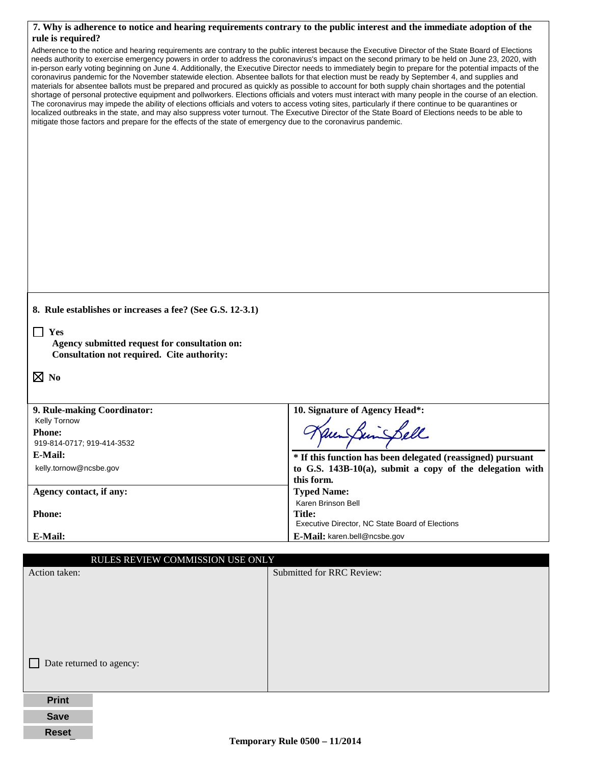**7. Why is adherence to notice and hearing requirements contrary to the public interest and the immediate adoption of the rule is required?**

Adherence to the notice and hearing requirements are contrary to the public interest because the Executive Director of the State Board of Elections needs authority to exercise emergency powers in order to address the coronavirus's impact on the second primary to be held on June 23, 2020, with in-person early voting beginning on June 4. Additionally, the Executive Director needs to immediately begin to prepare for the potential impacts of the coronavirus pandemic for the November statewide election. Absentee ballots for that election must be ready by September 4, and supplies and materials for absentee ballots must be prepared and procured as quickly as possible to account for both supply chain shortages and the potential shortage of personal protective equipment and pollworkers. Elections officials and voters must interact with many people in the course of an election. The coronavirus may impede the ability of elections officials and voters to access voting sites, particularly if there continue to be quarantines or localized outbreaks in the state, and may also suppress voter turnout. The Executive Director of the State Board of Elections needs to be able to mitigate those factors and prepare for the effects of the state of emergency due to the coronavirus pandemic.

**8. Rule establishes or increases a fee? (See G.S. 12-3.1)**

☐ **Yes**
**Agency submitted request for consultation on:**
**Consultation not required. Cite authority:**

☒ **No**

| **9. Rule-making Coordinator:** Kelly Tornow | **10. Signature of Agency Head\*:** [signature] |
|---|---|
| **Phone:** 919-814-0717; 919-414-3532 | |
| **E-Mail:** kelly.tornow@ncsbe.gov | **\* If this function has been delegated (reassigned) pursuant to G.S. 143B-10(a), submit a copy of the delegation with this form.** |
| **Agency contact, if any:** | **Typed Name:** Karen Brinson Bell |
| **Phone:** | **Title:** Executive Director, NC State Board of Elections |
| **E-Mail:** | **E-Mail:** karen.bell@ncsbe.gov |

| RULES REVIEW COMMISSION USE ONLY | |
|---|---|
| Action taken: | Submitted for RRC Review: |
| ☐ Date returned to agency: | |

**Temporary Rule 0500 – 11/2014**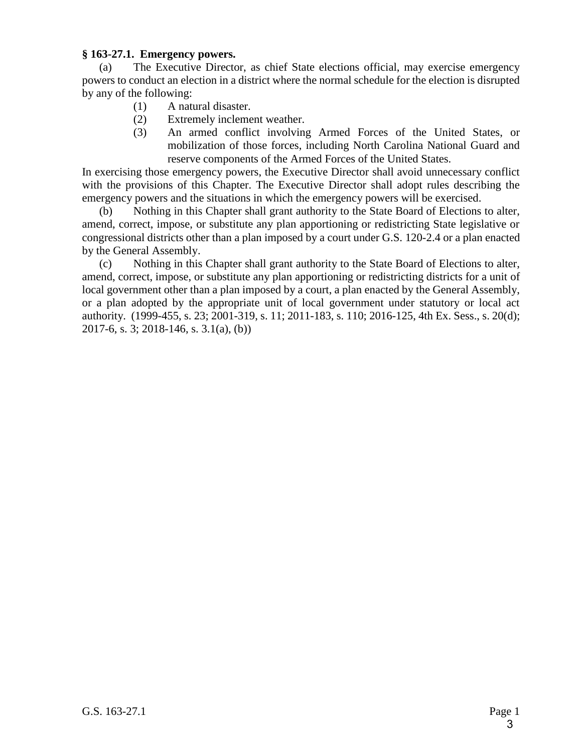**§ 163-27.1. Emergency powers.**

(a) The Executive Director, as chief State elections official, may exercise emergency powers to conduct an election in a district where the normal schedule for the election is disrupted by any of the following:

(1) A natural disaster.

(2) Extremely inclement weather.

(3) An armed conflict involving Armed Forces of the United States, or mobilization of those forces, including North Carolina National Guard and reserve components of the Armed Forces of the United States.

In exercising those emergency powers, the Executive Director shall avoid unnecessary conflict with the provisions of this Chapter. The Executive Director shall adopt rules describing the emergency powers and the situations in which the emergency powers will be exercised.

(b) Nothing in this Chapter shall grant authority to the State Board of Elections to alter, amend, correct, impose, or substitute any plan apportioning or redistricting State legislative or congressional districts other than a plan imposed by a court under G.S. 120-2.4 or a plan enacted by the General Assembly.

(c) Nothing in this Chapter shall grant authority to the State Board of Elections to alter, amend, correct, impose, or substitute any plan apportioning or redistricting districts for a unit of local government other than a plan imposed by a court, a plan enacted by the General Assembly, or a plan adopted by the appropriate unit of local government under statutory or local act authority. (1999-455, s. 23; 2001-319, s. 11; 2011-183, s. 110; 2016-125, 4th Ex. Sess., s. 20(d); 2017-6, s. 3; 2018-146, s. 3.1(a), (b))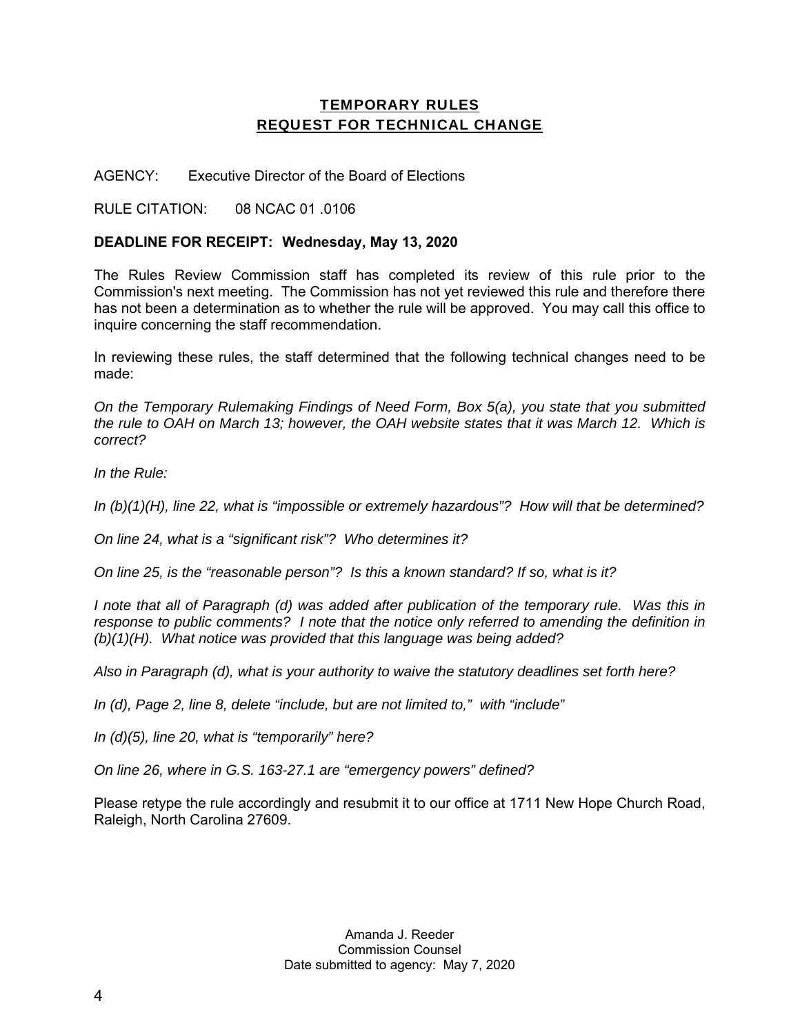## TEMPORARY RULES
## REQUEST FOR TECHNICAL CHANGE

AGENCY: Executive Director of the Board of Elections

RULE CITATION: 08 NCAC 01 .0106

**DEADLINE FOR RECEIPT: Wednesday, May 13, 2020**

The Rules Review Commission staff has completed its review of this rule prior to the Commission's next meeting. The Commission has not yet reviewed this rule and therefore there has not been a determination as to whether the rule will be approved. You may call this office to inquire concerning the staff recommendation.

In reviewing these rules, the staff determined that the following technical changes need to be made:

*On the Temporary Rulemaking Findings of Need Form, Box 5(a), you state that you submitted the rule to OAH on March 13; however, the OAH website states that it was March 12. Which is correct?*

*In the Rule:*

*In (b)(1)(H), line 22, what is "impossible or extremely hazardous"? How will that be determined?*

*On line 24, what is a "significant risk"? Who determines it?*

*On line 25, is the "reasonable person"? Is this a known standard? If so, what is it?*

*I note that all of Paragraph (d) was added after publication of the temporary rule. Was this in response to public comments? I note that the notice only referred to amending the definition in (b)(1)(H). What notice was provided that this language was being added?*

*Also in Paragraph (d), what is your authority to waive the statutory deadlines set forth here?*

*In (d), Page 2, line 8, delete "include, but are not limited to," with "include"*

*In (d)(5), line 20, what is "temporarily" here?*

*On line 26, where in G.S. 163-27.1 are "emergency powers" defined?*

Please retype the rule accordingly and resubmit it to our office at 1711 New Hope Church Road, Raleigh, North Carolina 27609.

Amanda J. Reeder
Commission Counsel
Date submitted to agency: May 7, 2020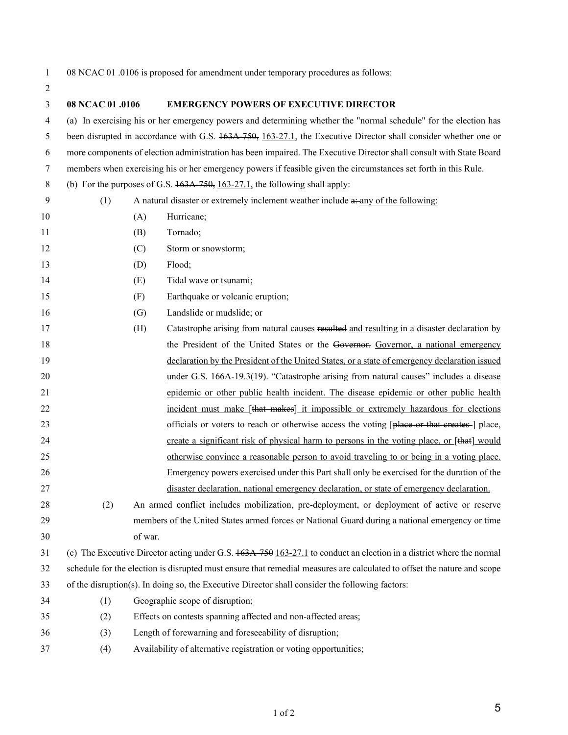08 NCAC 01 .0106 is proposed for amendment under temporary procedures as follows:

**08 NCAC 01 .0106 EMERGENCY POWERS OF EXECUTIVE DIRECTOR**

(a) In exercising his or her emergency powers and determining whether the "normal schedule" for the election has been disrupted in accordance with G.S. ~~163A-750,~~ <u>163-27.1,</u> the Executive Director shall consider whether one or more components of election administration has been impaired. The Executive Director shall consult with State Board members when exercising his or her emergency powers if feasible given the circumstances set forth in this Rule.

(b) For the purposes of G.S. ~~163A-750,~~ <u>163-27.1,</u> the following shall apply:

(1) A natural disaster or extremely inclement weather include ~~a:~~ <u>any of the following:</u>

(A) Hurricane;

(B) Tornado;

(C) Storm or snowstorm;

(D) Flood;

(E) Tidal wave or tsunami;

(F) Earthquake or volcanic eruption;

(G) Landslide or mudslide; or

(H) Catastrophe arising from natural causes ~~resulted~~ <u>and resulting</u> in a disaster declaration by the President of the United States or the ~~Governor.~~ <u>Governor, a national emergency declaration by the President of the United States, or a state of emergency declaration issued under G.S. 166A-19.3(19). "Catastrophe arising from natural causes" includes a disease epidemic or other public health incident. The disease epidemic or other public health incident must make [~~that makes~~] it impossible or extremely hazardous for elections officials or voters to reach or otherwise access the voting [~~place or that creates~~ ] place, create a significant risk of physical harm to persons in the voting place, or [~~that~~] would otherwise convince a reasonable person to avoid traveling to or being in a voting place. Emergency powers exercised under this Part shall only be exercised for the duration of the disaster declaration, national emergency declaration, or state of emergency declaration.</u>

(2) An armed conflict includes mobilization, pre-deployment, or deployment of active or reserve members of the United States armed forces or National Guard during a national emergency or time of war.

(c) The Executive Director acting under G.S. ~~163A-750~~ <u>163-27.1</u> to conduct an election in a district where the normal schedule for the election is disrupted must ensure that remedial measures are calculated to offset the nature and scope of the disruption(s). In doing so, the Executive Director shall consider the following factors:

(1) Geographic scope of disruption;

(2) Effects on contests spanning affected and non-affected areas;

(3) Length of forewarning and foreseeability of disruption;

(4) Availability of alternative registration or voting opportunities;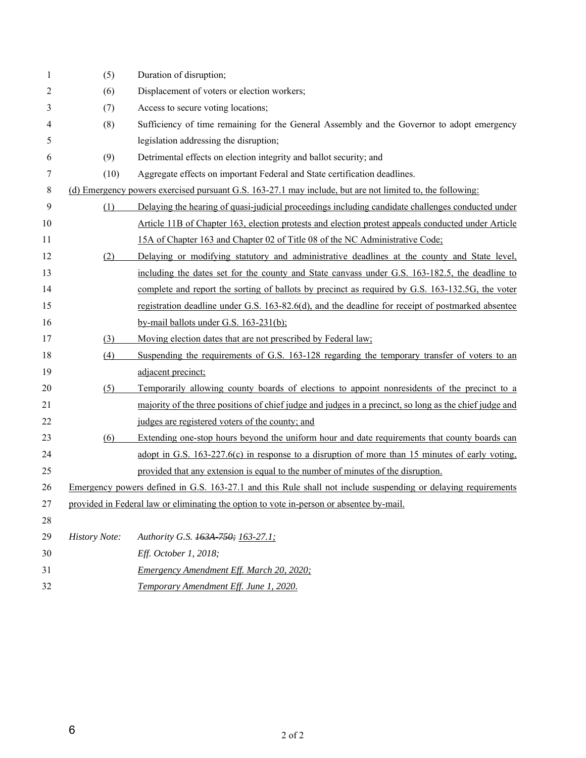(5) Duration of disruption;

(6) Displacement of voters or election workers;

(7) Access to secure voting locations;

(8) Sufficiency of time remaining for the General Assembly and the Governor to adopt emergency legislation addressing the disruption;

(9) Detrimental effects on election integrity and ballot security; and

(10) Aggregate effects on important Federal and State certification deadlines.

(d) Emergency powers exercised pursuant G.S. 163-27.1 may include, but are not limited to, the following:

(1) Delaying the hearing of quasi-judicial proceedings including candidate challenges conducted under Article 11B of Chapter 163, election protests and election protest appeals conducted under Article 15A of Chapter 163 and Chapter 02 of Title 08 of the NC Administrative Code;

(2) Delaying or modifying statutory and administrative deadlines at the county and State level, including the dates set for the county and State canvass under G.S. 163-182.5, the deadline to complete and report the sorting of ballots by precinct as required by G.S. 163-132.5G, the voter registration deadline under G.S. 163-82.6(d), and the deadline for receipt of postmarked absentee by-mail ballots under G.S. 163-231(b);

(3) Moving election dates that are not prescribed by Federal law;

(4) Suspending the requirements of G.S. 163-128 regarding the temporary transfer of voters to an adjacent precinct;

(5) Temporarily allowing county boards of elections to appoint nonresidents of the precinct to a majority of the three positions of chief judge and judges in a precinct, so long as the chief judge and judges are registered voters of the county; and

(6) Extending one-stop hours beyond the uniform hour and date requirements that county boards can adopt in G.S. 163-227.6(c) in response to a disruption of more than 15 minutes of early voting, provided that any extension is equal to the number of minutes of the disruption.

Emergency powers defined in G.S. 163-27.1 and this Rule shall not include suspending or delaying requirements provided in Federal law or eliminating the option to vote in-person or absentee by-mail.

*History Note:* *Authority G.S. ~~163A-750;~~ 163-27.1;*
*Eff. October 1, 2018;*
*Emergency Amendment Eff. March 20, 2020;*
*Temporary Amendment Eff. June 1, 2020.*